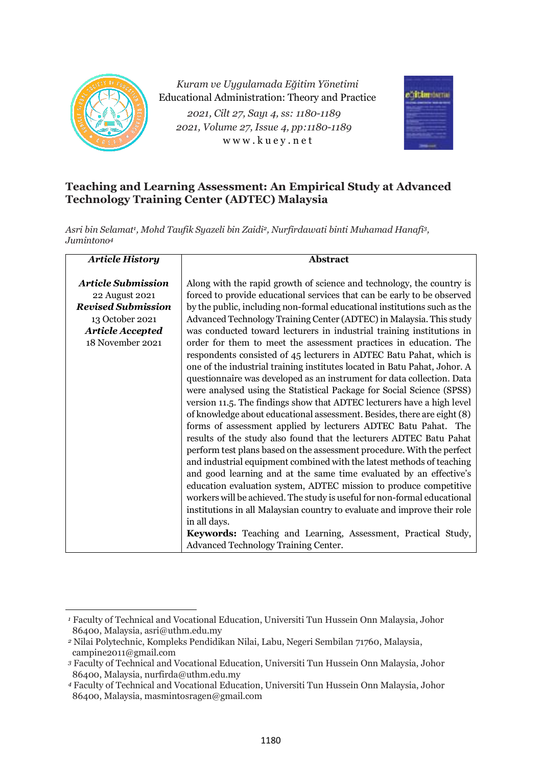# Teaching and Learning Assessment: An Empirical Study at Advanced Technology Training Center (ADTEC) Malaysia

*Asri bin Selamat[1], Mohd Taufik Syazeli bin Zaidi[2], Nurfirdawati binti Muhamad Hanafi[3], Jumintono[4]*

| *Article History* | **Abstract** |
|---|---|
| ***Article Submission*** 22 August 2021 ***Revised Submission*** 13 October 2021 ***Article Accepted*** 18 November 2021 | Along with the rapid growth of science and technology, the country is forced to provide educational services that can be early to be observed by the public, including non-formal educational institutions such as the Advanced Technology Training Center (ADTEC) in Malaysia. This study was conducted toward lecturers in industrial training institutions in order for them to meet the assessment practices in education. The respondents consisted of 45 lecturers in ADTEC Batu Pahat, which is one of the industrial training institutes located in Batu Pahat, Johor. A questionnaire was developed as an instrument for data collection. Data were analysed using the Statistical Package for Social Science (SPSS) version 11.5. The findings show that ADTEC lecturers have a high level of knowledge about educational assessment. Besides, there are eight (8) forms of assessment applied by lecturers ADTEC Batu Pahat. The results of the study also found that the lecturers ADTEC Batu Pahat perform test plans based on the assessment procedure. With the perfect and industrial equipment combined with the latest methods of teaching and good learning and at the same time evaluated by an effective's education evaluation system, ADTEC mission to produce competitive workers will be achieved. The study is useful for non-formal educational institutions in all Malaysian country to evaluate and improve their role in all days. **Keywords:** Teaching and Learning, Assessment, Practical Study, Advanced Technology Training Center. |

---

[1] Faculty of Technical and Vocational Education, Universiti Tun Hussein Onn Malaysia, Johor 86400, Malaysia, asri@uthm.edu.my

[2] Nilai Polytechnic, Kompleks Pendidikan Nilai, Labu, Negeri Sembilan 71760, Malaysia, campine2011@gmail.com

[3] Faculty of Technical and Vocational Education, Universiti Tun Hussein Onn Malaysia, Johor 86400, Malaysia, nurfirda@uthm.edu.my

[4] Faculty of Technical and Vocational Education, Universiti Tun Hussein Onn Malaysia, Johor 86400, Malaysia, masmintosragen@gmail.com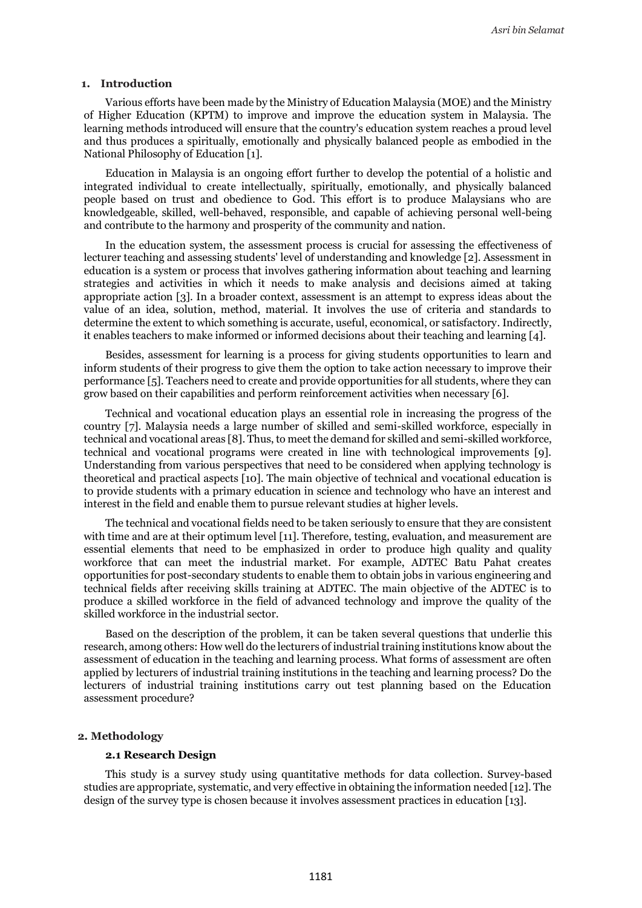## 1. Introduction

Various efforts have been made by the Ministry of Education Malaysia (MOE) and the Ministry of Higher Education (KPTM) to improve and improve the education system in Malaysia. The learning methods introduced will ensure that the country's education system reaches a proud level and thus produces a spiritually, emotionally and physically balanced people as embodied in the National Philosophy of Education [1].

Education in Malaysia is an ongoing effort further to develop the potential of a holistic and integrated individual to create intellectually, spiritually, emotionally, and physically balanced people based on trust and obedience to God. This effort is to produce Malaysians who are knowledgeable, skilled, well-behaved, responsible, and capable of achieving personal well-being and contribute to the harmony and prosperity of the community and nation.

In the education system, the assessment process is crucial for assessing the effectiveness of lecturer teaching and assessing students' level of understanding and knowledge [2]. Assessment in education is a system or process that involves gathering information about teaching and learning strategies and activities in which it needs to make analysis and decisions aimed at taking appropriate action [3]. In a broader context, assessment is an attempt to express ideas about the value of an idea, solution, method, material. It involves the use of criteria and standards to determine the extent to which something is accurate, useful, economical, or satisfactory. Indirectly, it enables teachers to make informed or informed decisions about their teaching and learning [4].

Besides, assessment for learning is a process for giving students opportunities to learn and inform students of their progress to give them the option to take action necessary to improve their performance [5]. Teachers need to create and provide opportunities for all students, where they can grow based on their capabilities and perform reinforcement activities when necessary [6].

Technical and vocational education plays an essential role in increasing the progress of the country [7]. Malaysia needs a large number of skilled and semi-skilled workforce, especially in technical and vocational areas [8]. Thus, to meet the demand for skilled and semi-skilled workforce, technical and vocational programs were created in line with technological improvements [9]. Understanding from various perspectives that need to be considered when applying technology is theoretical and practical aspects [10]. The main objective of technical and vocational education is to provide students with a primary education in science and technology who have an interest and interest in the field and enable them to pursue relevant studies at higher levels.

The technical and vocational fields need to be taken seriously to ensure that they are consistent with time and are at their optimum level [11]. Therefore, testing, evaluation, and measurement are essential elements that need to be emphasized in order to produce high quality and quality workforce that can meet the industrial market. For example, ADTEC Batu Pahat creates opportunities for post-secondary students to enable them to obtain jobs in various engineering and technical fields after receiving skills training at ADTEC. The main objective of the ADTEC is to produce a skilled workforce in the field of advanced technology and improve the quality of the skilled workforce in the industrial sector.

Based on the description of the problem, it can be taken several questions that underlie this research, among others: How well do the lecturers of industrial training institutions know about the assessment of education in the teaching and learning process. What forms of assessment are often applied by lecturers of industrial training institutions in the teaching and learning process? Do the lecturers of industrial training institutions carry out test planning based on the Education assessment procedure?

## 2. Methodology

### 2.1 Research Design

This study is a survey study using quantitative methods for data collection. Survey-based studies are appropriate, systematic, and very effective in obtaining the information needed [12]. The design of the survey type is chosen because it involves assessment practices in education [13].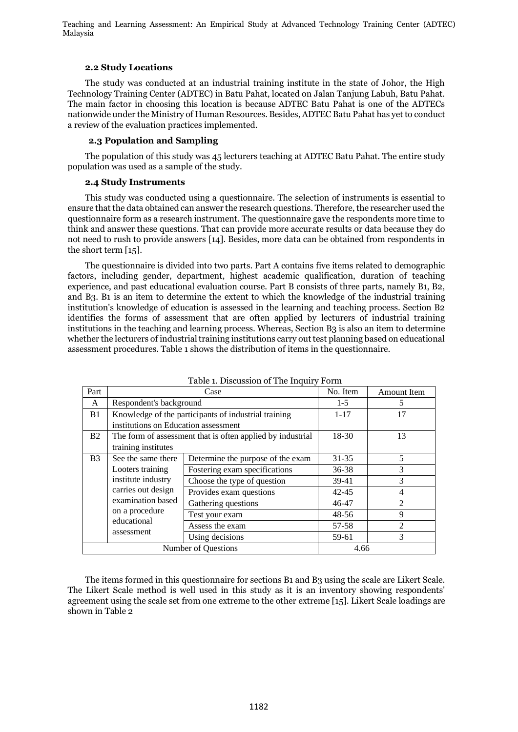### 2.2 Study Locations

The study was conducted at an industrial training institute in the state of Johor, the High Technology Training Center (ADTEC) in Batu Pahat, located on Jalan Tanjung Labuh, Batu Pahat. The main factor in choosing this location is because ADTEC Batu Pahat is one of the ADTECs nationwide under the Ministry of Human Resources. Besides, ADTEC Batu Pahat has yet to conduct a review of the evaluation practices implemented.

### 2.3 Population and Sampling

The population of this study was 45 lecturers teaching at ADTEC Batu Pahat. The entire study population was used as a sample of the study.

### 2.4 Study Instruments

This study was conducted using a questionnaire. The selection of instruments is essential to ensure that the data obtained can answer the research questions. Therefore, the researcher used the questionnaire form as a research instrument. The questionnaire gave the respondents more time to think and answer these questions. That can provide more accurate results or data because they do not need to rush to provide answers [14]. Besides, more data can be obtained from respondents in the short term [15].

The questionnaire is divided into two parts. Part A contains five items related to demographic factors, including gender, department, highest academic qualification, duration of teaching experience, and past educational evaluation course. Part B consists of three parts, namely B1, B2, and B3. B1 is an item to determine the extent to which the knowledge of the industrial training institution's knowledge of education is assessed in the learning and teaching process. Section B2 identifies the forms of assessment that are often applied by lecturers of industrial training institutions in the teaching and learning process. Whereas, Section B3 is also an item to determine whether the lecturers of industrial training institutions carry out test planning based on educational assessment procedures. Table 1 shows the distribution of items in the questionnaire.

Table 1. Discussion of The Inquiry Form

| Part | Case | | No. Item | Amount Item |
|---|---|---|---|---|
| A | Respondent's background | | 1-5 | 5 |
| B1 | Knowledge of the participants of industrial training institutions on Education assessment | | 1-17 | 17 |
| B2 | The form of assessment that is often applied by industrial training institutes | | 18-30 | 13 |
| B3 | See the same there Looters training institute industry carries out design examination based on a procedure educational assessment | Determine the purpose of the exam | 31-35 | 5 |
| | | Fostering exam specifications | 36-38 | 3 |
| | | Choose the type of question | 39-41 | 3 |
| | | Provides exam questions | 42-45 | 4 |
| | | Gathering questions | 46-47 | 2 |
| | | Test your exam | 48-56 | 9 |
| | | Assess the exam | 57-58 | 2 |
| | | Using decisions | 59-61 | 3 |
| Number of Questions | | | 4.66 | |

The items formed in this questionnaire for sections B1 and B3 using the scale are Likert Scale. The Likert Scale method is well used in this study as it is an inventory showing respondents' agreement using the scale set from one extreme to the other extreme [15]. Likert Scale loadings are shown in Table 2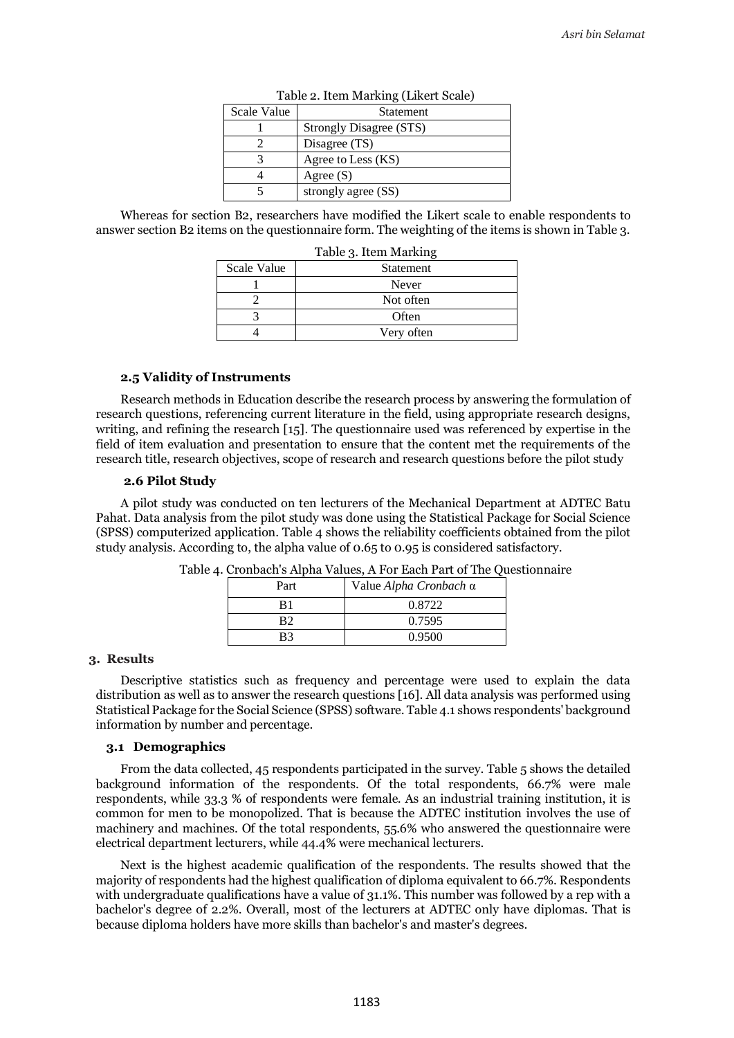Table 2. Item Marking (Likert Scale)

| Scale Value | Statement |
| --- | --- |
| 1 | Strongly Disagree (STS) |
| 2 | Disagree (TS) |
| 3 | Agree to Less (KS) |
| 4 | Agree (S) |
| 5 | strongly agree (SS) |

Whereas for section B2, researchers have modified the Likert scale to enable respondents to answer section B2 items on the questionnaire form. The weighting of the items is shown in Table 3.

Table 3. Item Marking

| Scale Value | Statement |
| --- | --- |
| 1 | Never |
| 2 | Not often |
| 3 | Often |
| 4 | Very often |

### 2.5 Validity of Instruments

Research methods in Education describe the research process by answering the formulation of research questions, referencing current literature in the field, using appropriate research designs, writing, and refining the research [15]. The questionnaire used was referenced by expertise in the field of item evaluation and presentation to ensure that the content met the requirements of the research title, research objectives, scope of research and research questions before the pilot study

### 2.6 Pilot Study

A pilot study was conducted on ten lecturers of the Mechanical Department at ADTEC Batu Pahat. Data analysis from the pilot study was done using the Statistical Package for Social Science (SPSS) computerized application. Table 4 shows the reliability coefficients obtained from the pilot study analysis. According to, the alpha value of 0.65 to 0.95 is considered satisfactory.

Table 4. Cronbach's Alpha Values, A For Each Part of The Questionnaire

| Part | Value *Alpha Cronbach* α |
| --- | --- |
| B1 | 0.8722 |
| B2 | 0.7595 |
| B3 | 0.9500 |

## 3. Results

Descriptive statistics such as frequency and percentage were used to explain the data distribution as well as to answer the research questions [16]. All data analysis was performed using Statistical Package for the Social Science (SPSS) software. Table 4.1 shows respondents' background information by number and percentage.

### 3.1 Demographics

From the data collected, 45 respondents participated in the survey. Table 5 shows the detailed background information of the respondents. Of the total respondents, 66.7% were male respondents, while 33.3 % of respondents were female. As an industrial training institution, it is common for men to be monopolized. That is because the ADTEC institution involves the use of machinery and machines. Of the total respondents, 55.6% who answered the questionnaire were electrical department lecturers, while 44.4% were mechanical lecturers.

Next is the highest academic qualification of the respondents. The results showed that the majority of respondents had the highest qualification of diploma equivalent to 66.7%. Respondents with undergraduate qualifications have a value of 31.1%. This number was followed by a rep with a bachelor's degree of 2.2%. Overall, most of the lecturers at ADTEC only have diplomas. That is because diploma holders have more skills than bachelor's and master's degrees.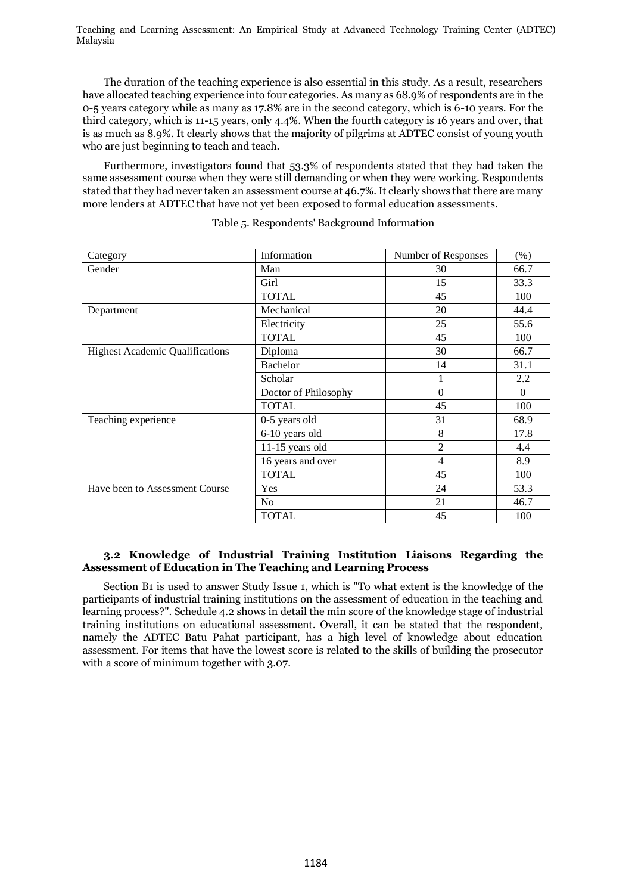The duration of the teaching experience is also essential in this study. As a result, researchers have allocated teaching experience into four categories. As many as 68.9% of respondents are in the 0-5 years category while as many as 17.8% are in the second category, which is 6-10 years. For the third category, which is 11-15 years, only 4.4%. When the fourth category is 16 years and over, that is as much as 8.9%. It clearly shows that the majority of pilgrims at ADTEC consist of young youth who are just beginning to teach and teach.

Furthermore, investigators found that 53.3% of respondents stated that they had taken the same assessment course when they were still demanding or when they were working. Respondents stated that they had never taken an assessment course at 46.7%. It clearly shows that there are many more lenders at ADTEC that have not yet been exposed to formal education assessments.

Table 5. Respondents' Background Information

| Category | Information | Number of Responses | (%) |
|---|---|---|---|
| Gender | Man | 30 | 66.7 |
| | Girl | 15 | 33.3 |
| | TOTAL | 45 | 100 |
| Department | Mechanical | 20 | 44.4 |
| | Electricity | 25 | 55.6 |
| | TOTAL | 45 | 100 |
| Highest Academic Qualifications | Diploma | 30 | 66.7 |
| | Bachelor | 14 | 31.1 |
| | Scholar | 1 | 2.2 |
| | Doctor of Philosophy | 0 | 0 |
| | TOTAL | 45 | 100 |
| Teaching experience | 0-5 years old | 31 | 68.9 |
| | 6-10 years old | 8 | 17.8 |
| | 11-15 years old | 2 | 4.4 |
| | 16 years and over | 4 | 8.9 |
| | TOTAL | 45 | 100 |
| Have been to Assessment Course | Yes | 24 | 53.3 |
| | No | 21 | 46.7 |
| | TOTAL | 45 | 100 |

### 3.2 Knowledge of Industrial Training Institution Liaisons Regarding the Assessment of Education in The Teaching and Learning Process

Section B1 is used to answer Study Issue 1, which is "To what extent is the knowledge of the participants of industrial training institutions on the assessment of education in the teaching and learning process?". Schedule 4.2 shows in detail the min score of the knowledge stage of industrial training institutions on educational assessment. Overall, it can be stated that the respondent, namely the ADTEC Batu Pahat participant, has a high level of knowledge about education assessment. For items that have the lowest score is related to the skills of building the prosecutor with a score of minimum together with 3.07.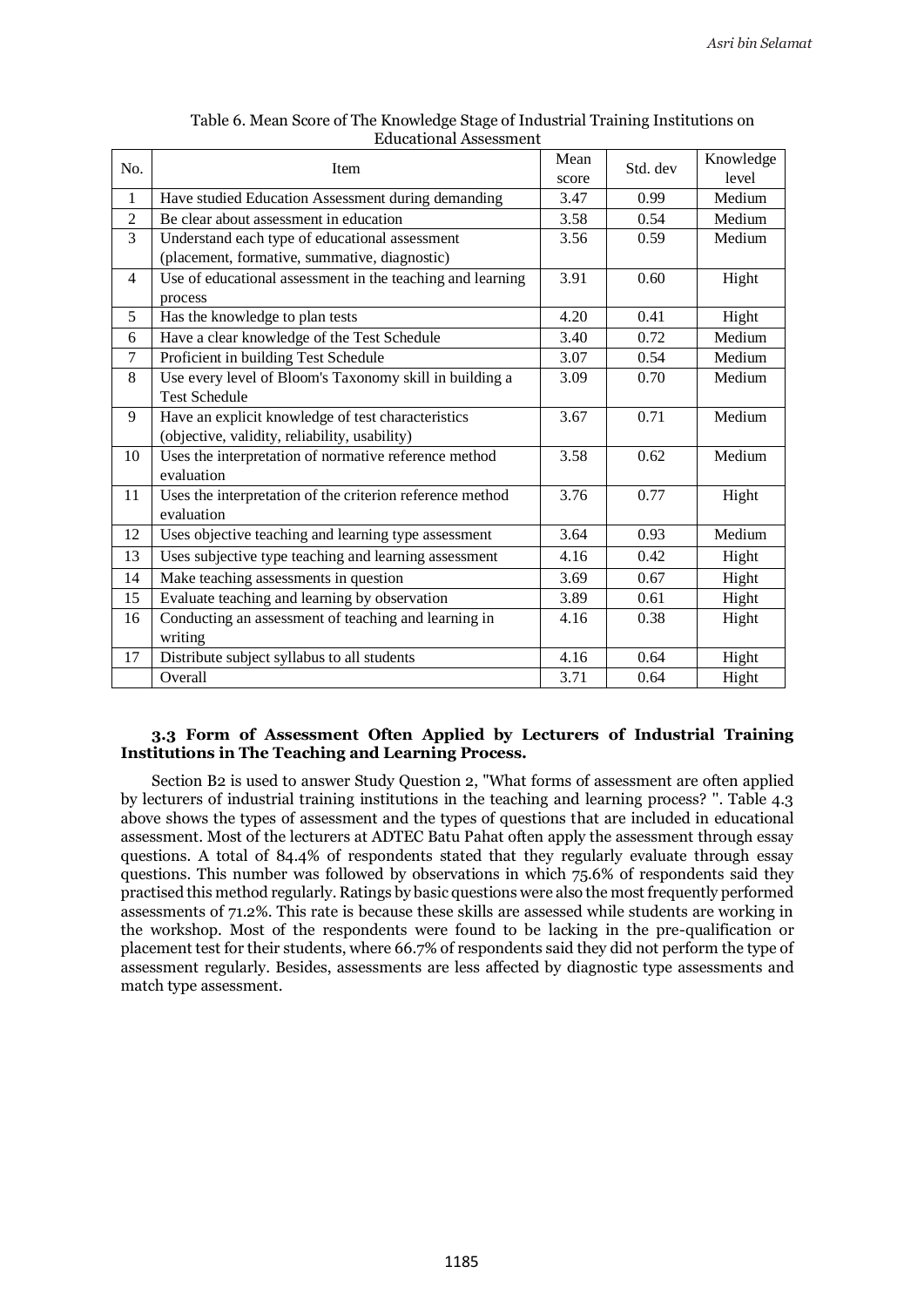Table 6. Mean Score of The Knowledge Stage of Industrial Training Institutions on Educational Assessment

| No. | Item | Mean score | Std. dev | Knowledge level |
|---|---|---|---|---|
| 1 | Have studied Education Assessment during demanding | 3.47 | 0.99 | Medium |
| 2 | Be clear about assessment in education | 3.58 | 0.54 | Medium |
| 3 | Understand each type of educational assessment (placement, formative, summative, diagnostic) | 3.56 | 0.59 | Medium |
| 4 | Use of educational assessment in the teaching and learning process | 3.91 | 0.60 | Hight |
| 5 | Has the knowledge to plan tests | 4.20 | 0.41 | Hight |
| 6 | Have a clear knowledge of the Test Schedule | 3.40 | 0.72 | Medium |
| 7 | Proficient in building Test Schedule | 3.07 | 0.54 | Medium |
| 8 | Use every level of Bloom's Taxonomy skill in building a Test Schedule | 3.09 | 0.70 | Medium |
| 9 | Have an explicit knowledge of test characteristics (objective, validity, reliability, usability) | 3.67 | 0.71 | Medium |
| 10 | Uses the interpretation of normative reference method evaluation | 3.58 | 0.62 | Medium |
| 11 | Uses the interpretation of the criterion reference method evaluation | 3.76 | 0.77 | Hight |
| 12 | Uses objective teaching and learning type assessment | 3.64 | 0.93 | Medium |
| 13 | Uses subjective type teaching and learning assessment | 4.16 | 0.42 | Hight |
| 14 | Make teaching assessments in question | 3.69 | 0.67 | Hight |
| 15 | Evaluate teaching and learning by observation | 3.89 | 0.61 | Hight |
| 16 | Conducting an assessment of teaching and learning in writing | 4.16 | 0.38 | Hight |
| 17 | Distribute subject syllabus to all students | 4.16 | 0.64 | Hight |
| | Overall | 3.71 | 0.64 | Hight |

### 3.3 Form of Assessment Often Applied by Lecturers of Industrial Training Institutions in The Teaching and Learning Process.

Section B2 is used to answer Study Question 2, "What forms of assessment are often applied by lecturers of industrial training institutions in the teaching and learning process? ". Table 4.3 above shows the types of assessment and the types of questions that are included in educational assessment. Most of the lecturers at ADTEC Batu Pahat often apply the assessment through essay questions. A total of 84.4% of respondents stated that they regularly evaluate through essay questions. This number was followed by observations in which 75.6% of respondents said they practised this method regularly. Ratings by basic questions were also the most frequently performed assessments of 71.2%. This rate is because these skills are assessed while students are working in the workshop. Most of the respondents were found to be lacking in the pre-qualification or placement test for their students, where 66.7% of respondents said they did not perform the type of assessment regularly. Besides, assessments are less affected by diagnostic type assessments and match type assessment.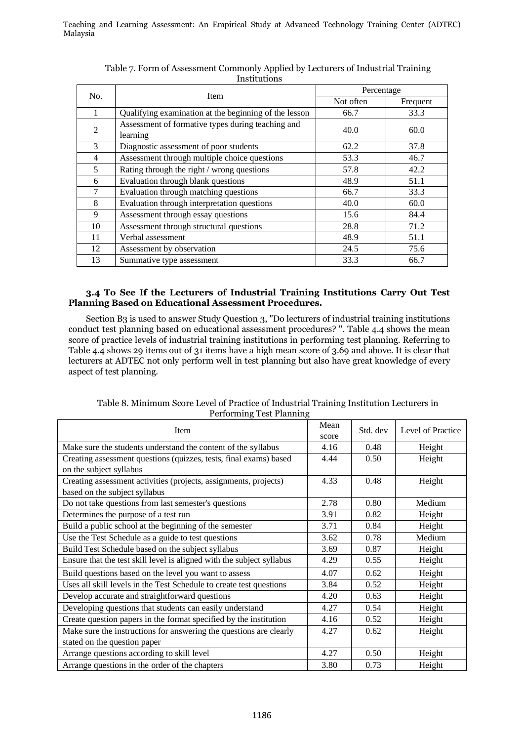Table 7. Form of Assessment Commonly Applied by Lecturers of Industrial Training Institutions

| No. | Item | Percentage | |
|---|---|---|---|
| | | Not often | Frequent |
| 1 | Qualifying examination at the beginning of the lesson | 66.7 | 33.3 |
| 2 | Assessment of formative types during teaching and learning | 40.0 | 60.0 |
| 3 | Diagnostic assessment of poor students | 62.2 | 37.8 |
| 4 | Assessment through multiple choice questions | 53.3 | 46.7 |
| 5 | Rating through the right / wrong questions | 57.8 | 42.2 |
| 6 | Evaluation through blank questions | 48.9 | 51.1 |
| 7 | Evaluation through matching questions | 66.7 | 33.3 |
| 8 | Evaluation through interpretation questions | 40.0 | 60.0 |
| 9 | Assessment through essay questions | 15.6 | 84.4 |
| 10 | Assessment through structural questions | 28.8 | 71.2 |
| 11 | Verbal assessment | 48.9 | 51.1 |
| 12 | Assessment by observation | 24.5 | 75.6 |
| 13 | Summative type assessment | 33.3 | 66.7 |

### 3.4 To See If the Lecturers of Industrial Training Institutions Carry Out Test Planning Based on Educational Assessment Procedures.

Section B3 is used to answer Study Question 3, "Do lecturers of industrial training institutions conduct test planning based on educational assessment procedures? ". Table 4.4 shows the mean score of practice levels of industrial training institutions in performing test planning. Referring to Table 4.4 shows 29 items out of 31 items have a high mean score of 3.69 and above. It is clear that lecturers at ADTEC not only perform well in test planning but also have great knowledge of every aspect of test planning.

Table 8. Minimum Score Level of Practice of Industrial Training Institution Lecturers in Performing Test Planning

| Item | Mean score | Std. dev | Level of Practice |
|---|---|---|---|
| Make sure the students understand the content of the syllabus | 4.16 | 0.48 | Height |
| Creating assessment questions (quizzes, tests, final exams) based on the subject syllabus | 4.44 | 0.50 | Height |
| Creating assessment activities (projects, assignments, projects) based on the subject syllabus | 4.33 | 0.48 | Height |
| Do not take questions from last semester's questions | 2.78 | 0.80 | Medium |
| Determines the purpose of a test run | 3.91 | 0.82 | Height |
| Build a public school at the beginning of the semester | 3.71 | 0.84 | Height |
| Use the Test Schedule as a guide to test questions | 3.62 | 0.78 | Medium |
| Build Test Schedule based on the subject syllabus | 3.69 | 0.87 | Height |
| Ensure that the test skill level is aligned with the subject syllabus | 4.29 | 0.55 | Height |
| Build questions based on the level you want to assess | 4.07 | 0.62 | Height |
| Uses all skill levels in the Test Schedule to create test questions | 3.84 | 0.52 | Height |
| Develop accurate and straightforward questions | 4.20 | 0.63 | Height |
| Developing questions that students can easily understand | 4.27 | 0.54 | Height |
| Create question papers in the format specified by the institution | 4.16 | 0.52 | Height |
| Make sure the instructions for answering the questions are clearly stated on the question paper | 4.27 | 0.62 | Height |
| Arrange questions according to skill level | 4.27 | 0.50 | Height |
| Arrange questions in the order of the chapters | 3.80 | 0.73 | Height |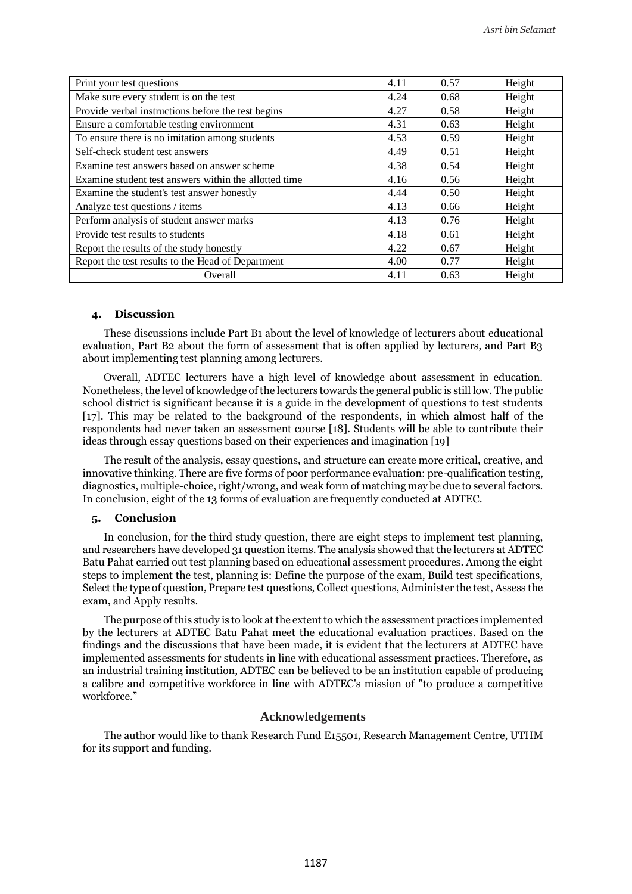| Print your test questions | 4.11 | 0.57 | Height |
|---|---|---|---|
| Make sure every student is on the test | 4.24 | 0.68 | Height |
| Provide verbal instructions before the test begins | 4.27 | 0.58 | Height |
| Ensure a comfortable testing environment | 4.31 | 0.63 | Height |
| To ensure there is no imitation among students | 4.53 | 0.59 | Height |
| Self-check student test answers | 4.49 | 0.51 | Height |
| Examine test answers based on answer scheme | 4.38 | 0.54 | Height |
| Examine student test answers within the allotted time | 4.16 | 0.56 | Height |
| Examine the student's test answer honestly | 4.44 | 0.50 | Height |
| Analyze test questions / items | 4.13 | 0.66 | Height |
| Perform analysis of student answer marks | 4.13 | 0.76 | Height |
| Provide test results to students | 4.18 | 0.61 | Height |
| Report the results of the study honestly | 4.22 | 0.67 | Height |
| Report the test results to the Head of Department | 4.00 | 0.77 | Height |
| Overall | 4.11 | 0.63 | Height |

## 4. Discussion

These discussions include Part B1 about the level of knowledge of lecturers about educational evaluation, Part B2 about the form of assessment that is often applied by lecturers, and Part B3 about implementing test planning among lecturers.

Overall, ADTEC lecturers have a high level of knowledge about assessment in education. Nonetheless, the level of knowledge of the lecturers towards the general public is still low. The public school district is significant because it is a guide in the development of questions to test students [17]. This may be related to the background of the respondents, in which almost half of the respondents had never taken an assessment course [18]. Students will be able to contribute their ideas through essay questions based on their experiences and imagination [19]

The result of the analysis, essay questions, and structure can create more critical, creative, and innovative thinking. There are five forms of poor performance evaluation: pre-qualification testing, diagnostics, multiple-choice, right/wrong, and weak form of matching may be due to several factors. In conclusion, eight of the 13 forms of evaluation are frequently conducted at ADTEC.

## 5. Conclusion

In conclusion, for the third study question, there are eight steps to implement test planning, and researchers have developed 31 question items. The analysis showed that the lecturers at ADTEC Batu Pahat carried out test planning based on educational assessment procedures. Among the eight steps to implement the test, planning is: Define the purpose of the exam, Build test specifications, Select the type of question, Prepare test questions, Collect questions, Administer the test, Assess the exam, and Apply results.

The purpose of this study is to look at the extent to which the assessment practices implemented by the lecturers at ADTEC Batu Pahat meet the educational evaluation practices. Based on the findings and the discussions that have been made, it is evident that the lecturers at ADTEC have implemented assessments for students in line with educational assessment practices. Therefore, as an industrial training institution, ADTEC can be believed to be an institution capable of producing a calibre and competitive workforce in line with ADTEC's mission of "to produce a competitive workforce."

## Acknowledgements

The author would like to thank Research Fund E15501, Research Management Centre, UTHM for its support and funding.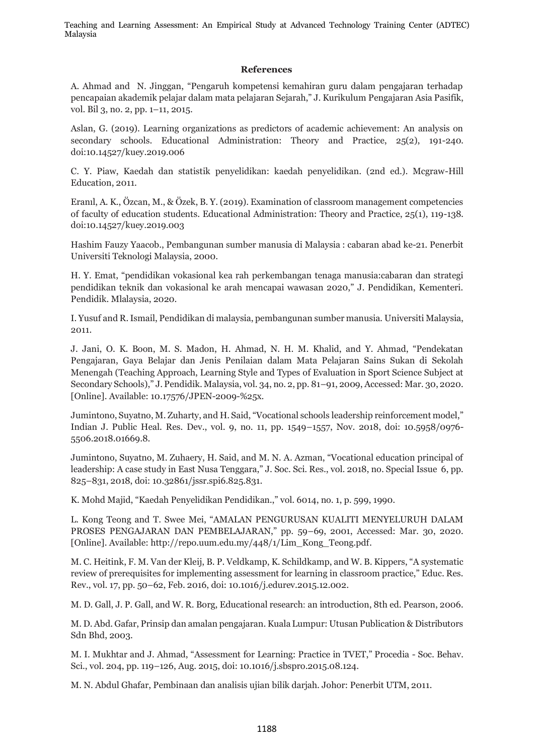## References

A. Ahmad and N. Jinggan, "Pengaruh kompetensi kemahiran guru dalam pengajaran terhadap pencapaian akademik pelajar dalam mata pelajaran Sejarah," J. Kurikulum Pengajaran Asia Pasifik, vol. Bil 3, no. 2, pp. 1–11, 2015.

Aslan, G. (2019). Learning organizations as predictors of academic achievement: An analysis on secondary schools. Educational Administration: Theory and Practice, 25(2), 191-240. doi:10.14527/kuey.2019.006

C. Y. Piaw, Kaedah dan statistik penyelidikan: kaedah penyelidikan. (2nd ed.). Mcgraw-Hill Education, 2011.

Eranıl, A. K., Özcan, M., & Özek, B. Y. (2019). Examination of classroom management competencies of faculty of education students. Educational Administration: Theory and Practice, 25(1), 119-138. doi:10.14527/kuey.2019.003

Hashim Fauzy Yaacob., Pembangunan sumber manusia di Malaysia : cabaran abad ke-21. Penerbit Universiti Teknologi Malaysia, 2000.

H. Y. Emat, "pendidikan vokasional kea rah perkembangan tenaga manusia:cabaran dan strategi pendidikan teknik dan vokasional ke arah mencapai wawasan 2020," J. Pendidikan, Kementeri. Pendidik. Mlalaysia, 2020.

I. Yusuf and R. Ismail, Pendidikan di malaysia, pembangunan sumber manusia. Universiti Malaysia, 2011.

J. Jani, O. K. Boon, M. S. Madon, H. Ahmad, N. H. M. Khalid, and Y. Ahmad, "Pendekatan Pengajaran, Gaya Belajar dan Jenis Penilaian dalam Mata Pelajaran Sains Sukan di Sekolah Menengah (Teaching Approach, Learning Style and Types of Evaluation in Sport Science Subject at Secondary Schools)," J. Pendidik. Malaysia, vol. 34, no. 2, pp. 81–91, 2009, Accessed: Mar. 30, 2020. [Online]. Available: 10.17576/JPEN-2009-%25x.

Jumintono, Suyatno, M. Zuharty, and H. Said, "Vocational schools leadership reinforcement model," Indian J. Public Heal. Res. Dev., vol. 9, no. 11, pp. 1549–1557, Nov. 2018, doi: 10.5958/0976-5506.2018.01669.8.

Jumintono, Suyatno, M. Zuhaery, H. Said, and M. N. A. Azman, "Vocational education principal of leadership: A case study in East Nusa Tenggara," J. Soc. Sci. Res., vol. 2018, no. Special Issue 6, pp. 825–831, 2018, doi: 10.32861/jssr.spi6.825.831.

K. Mohd Majid, "Kaedah Penyelidikan Pendidikan.," vol. 6014, no. 1, p. 599, 1990.

L. Kong Teong and T. Swee Mei, "AMALAN PENGURUSAN KUALITI MENYELURUH DALAM PROSES PENGAJARAN DAN PEMBELAJARAN," pp. 59–69, 2001, Accessed: Mar. 30, 2020. [Online]. Available: http://repo.uum.edu.my/448/1/Lim_Kong_Teong.pdf.

M. C. Heitink, F. M. Van der Kleij, B. P. Veldkamp, K. Schildkamp, and W. B. Kippers, "A systematic review of prerequisites for implementing assessment for learning in classroom practice," Educ. Res. Rev., vol. 17, pp. 50–62, Feb. 2016, doi: 10.1016/j.edurev.2015.12.002.

M. D. Gall, J. P. Gall, and W. R. Borg, Educational research: an introduction, 8th ed. Pearson, 2006.

M. D. Abd. Gafar, Prinsip dan amalan pengajaran. Kuala Lumpur: Utusan Publication & Distributors Sdn Bhd, 2003.

M. I. Mukhtar and J. Ahmad, "Assessment for Learning: Practice in TVET," Procedia - Soc. Behav. Sci., vol. 204, pp. 119–126, Aug. 2015, doi: 10.1016/j.sbspro.2015.08.124.

M. N. Abdul Ghafar, Pembinaan dan analisis ujian bilik darjah. Johor: Penerbit UTM, 2011.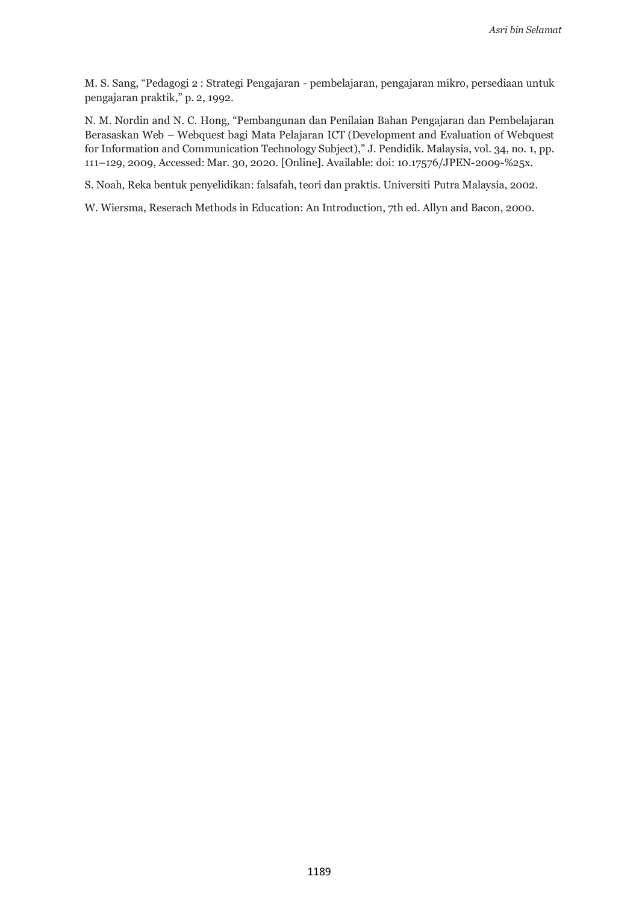M. S. Sang, “Pedagogi 2 : Strategi Pengajaran - pembelajaran, pengajaran mikro, persediaan untuk pengajaran praktik,” p. 2, 1992.

N. M. Nordin and N. C. Hong, “Pembangunan dan Penilaian Bahan Pengajaran dan Pembelajaran Berasaskan Web – Webquest bagi Mata Pelajaran ICT (Development and Evaluation of Webquest for Information and Communication Technology Subject),” J. Pendidik. Malaysia, vol. 34, no. 1, pp. 111–129, 2009, Accessed: Mar. 30, 2020. [Online]. Available: doi: 10.17576/JPEN-2009-%25x.

S. Noah, Reka bentuk penyelidikan: falsafah, teori dan praktis. Universiti Putra Malaysia, 2002.

W. Wiersma, Reserach Methods in Education: An Introduction, 7th ed. Allyn and Bacon, 2000.